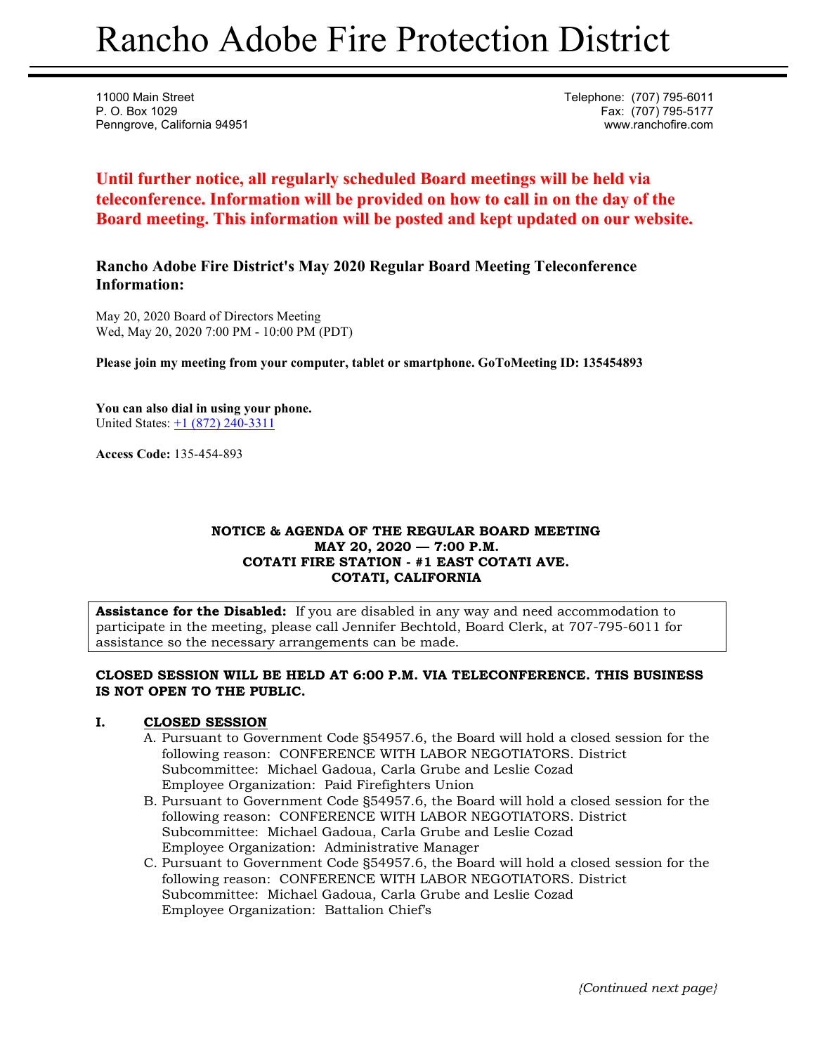# Rancho Adobe Fire Protection District

11000 Main Street
P. O. Box 1029
Penngrove, California 94951

Telephone: (707) 795-6011
Fax: (707) 795-5177
www.ranchofire.com

**Until further notice, all regularly scheduled Board meetings will be held via teleconference. Information will be provided on how to call in on the day of the Board meeting. This information will be posted and kept updated on our website.**

### Rancho Adobe Fire District's May 2020 Regular Board Meeting Teleconference Information:

May 20, 2020 Board of Directors Meeting
Wed, May 20, 2020 7:00 PM - 10:00 PM (PDT)

**Please join my meeting from your computer, tablet or smartphone. GoToMeeting ID: 135454893**

**You can also dial in using your phone.**
United States: +1 (872) 240-3311

**Access Code:** 135-454-893

**NOTICE & AGENDA OF THE REGULAR BOARD MEETING**
**MAY 20, 2020 — 7:00 P.M.**
**COTATI FIRE STATION - #1 EAST COTATI AVE.**
**COTATI, CALIFORNIA**

**Assistance for the Disabled:** If you are disabled in any way and need accommodation to participate in the meeting, please call Jennifer Bechtold, Board Clerk, at 707-795-6011 for assistance so the necessary arrangements can be made.

**CLOSED SESSION WILL BE HELD AT 6:00 P.M. VIA TELECONFERENCE. THIS BUSINESS IS NOT OPEN TO THE PUBLIC.**

**I. CLOSED SESSION**

A. Pursuant to Government Code §54957.6, the Board will hold a closed session for the following reason: CONFERENCE WITH LABOR NEGOTIATORS. District Subcommittee: Michael Gadoua, Carla Grube and Leslie Cozad
Employee Organization: Paid Firefighters Union

B. Pursuant to Government Code §54957.6, the Board will hold a closed session for the following reason: CONFERENCE WITH LABOR NEGOTIATORS. District Subcommittee: Michael Gadoua, Carla Grube and Leslie Cozad
Employee Organization: Administrative Manager

C. Pursuant to Government Code §54957.6, the Board will hold a closed session for the following reason: CONFERENCE WITH LABOR NEGOTIATORS. District Subcommittee: Michael Gadoua, Carla Grube and Leslie Cozad
Employee Organization: Battalion Chief's

*{Continued next page}*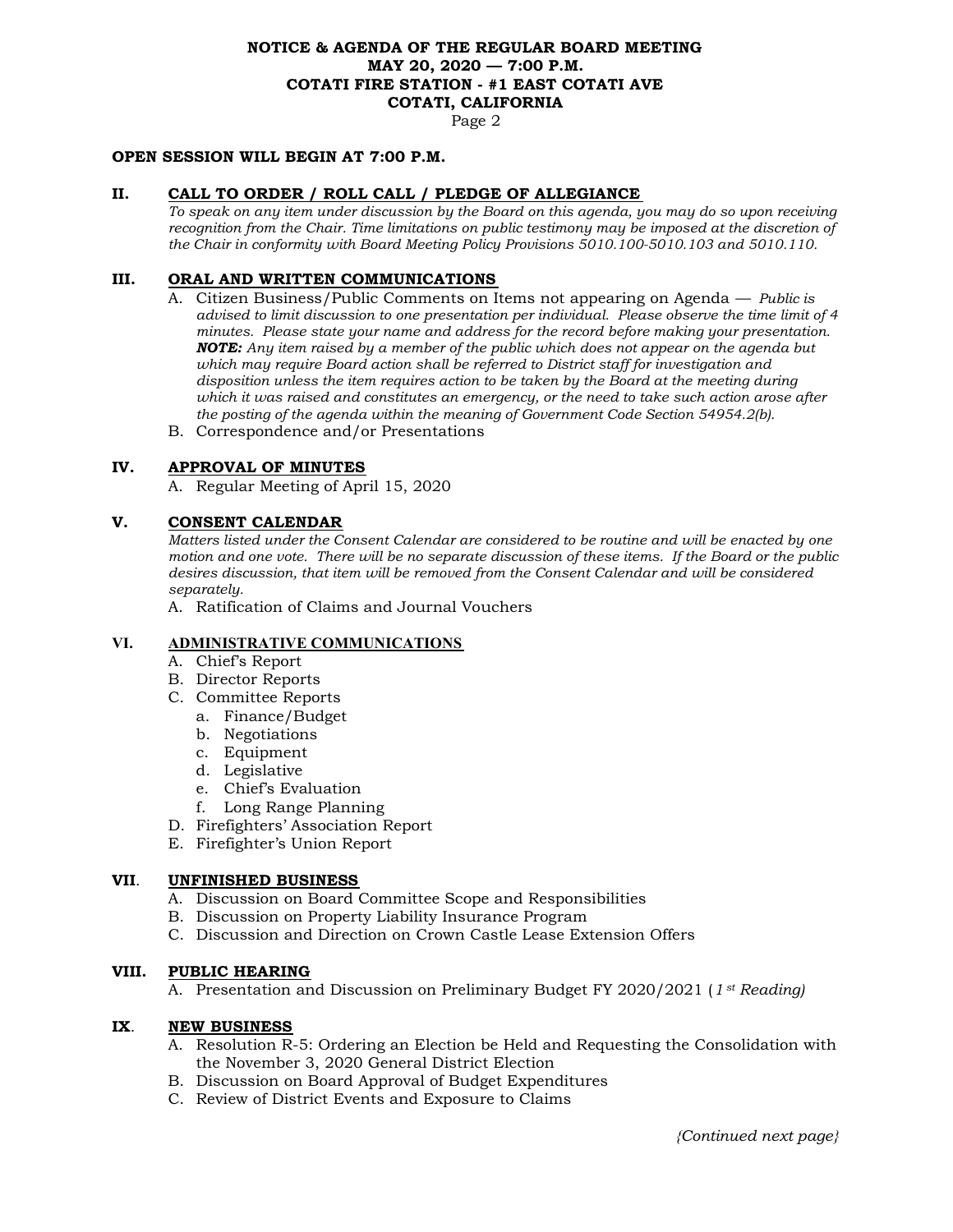**NOTICE & AGENDA OF THE REGULAR BOARD MEETING**
**MAY 20, 2020 — 7:00 P.M.**
**COTATI FIRE STATION - #1 EAST COTATI AVE**
**COTATI, CALIFORNIA**

**OPEN SESSION WILL BEGIN AT 7:00 P.M.**

## II. CALL TO ORDER / ROLL CALL / PLEDGE OF ALLEGIANCE

*To speak on any item under discussion by the Board on this agenda, you may do so upon receiving recognition from the Chair. Time limitations on public testimony may be imposed at the discretion of the Chair in conformity with Board Meeting Policy Provisions 5010.100-5010.103 and 5010.110.*

## III. ORAL AND WRITTEN COMMUNICATIONS

A. Citizen Business/Public Comments on Items not appearing on Agenda — *Public is advised to limit discussion to one presentation per individual. Please observe the time limit of 4 minutes. Please state your name and address for the record before making your presentation.* ***NOTE:*** *Any item raised by a member of the public which does not appear on the agenda but which may require Board action shall be referred to District staff for investigation and disposition unless the item requires action to be taken by the Board at the meeting during which it was raised and constitutes an emergency, or the need to take such action arose after the posting of the agenda within the meaning of Government Code Section 54954.2(b).*

B. Correspondence and/or Presentations

## IV. APPROVAL OF MINUTES

A. Regular Meeting of April 15, 2020

## V. CONSENT CALENDAR

*Matters listed under the Consent Calendar are considered to be routine and will be enacted by one motion and one vote. There will be no separate discussion of these items. If the Board or the public desires discussion, that item will be removed from the Consent Calendar and will be considered separately.*

A. Ratification of Claims and Journal Vouchers

## VI. ADMINISTRATIVE COMMUNICATIONS

A. Chief's Report
B. Director Reports
C. Committee Reports
   a. Finance/Budget
   b. Negotiations
   c. Equipment
   d. Legislative
   e. Chief's Evaluation
   f. Long Range Planning
D. Firefighters' Association Report
E. Firefighter's Union Report

## VII. UNFINISHED BUSINESS

A. Discussion on Board Committee Scope and Responsibilities
B. Discussion on Property Liability Insurance Program
C. Discussion and Direction on Crown Castle Lease Extension Offers

## VIII. PUBLIC HEARING

A. Presentation and Discussion on Preliminary Budget FY 2020/2021 (*1st Reading)*

## IX. NEW BUSINESS

A. Resolution R-5: Ordering an Election be Held and Requesting the Consolidation with the November 3, 2020 General District Election
B. Discussion on Board Approval of Budget Expenditures
C. Review of District Events and Exposure to Claims

*{Continued next page}*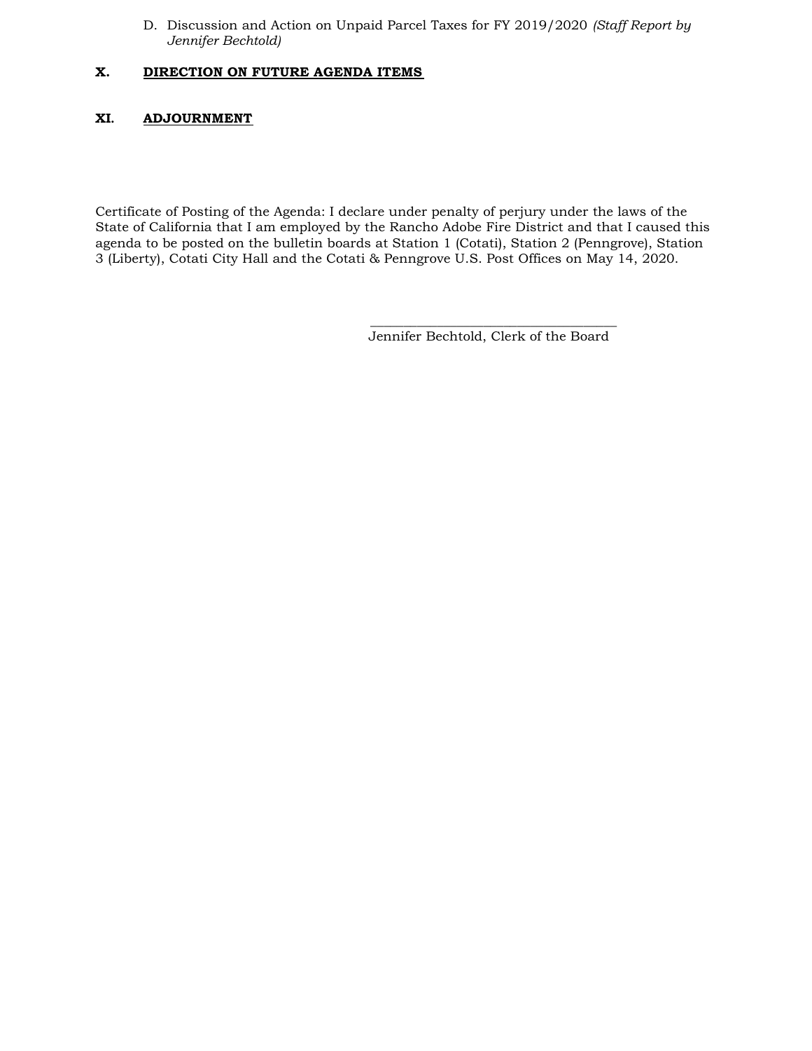D. Discussion and Action on Unpaid Parcel Taxes for FY 2019/2020 *(Staff Report by Jennifer Bechtold)*

## X. DIRECTION ON FUTURE AGENDA ITEMS

## XI. ADJOURNMENT

Certificate of Posting of the Agenda: I declare under penalty of perjury under the laws of the State of California that I am employed by the Rancho Adobe Fire District and that I caused this agenda to be posted on the bulletin boards at Station 1 (Cotati), Station 2 (Penngrove), Station 3 (Liberty), Cotati City Hall and the Cotati & Penngrove U.S. Post Offices on May 14, 2020.

\_\_\_\_\_\_\_\_\_\_\_\_\_\_\_\_\_\_\_\_\_\_\_\_\_\_\_\_\_\_\_\_\_\_\_\_

Jennifer Bechtold, Clerk of the Board